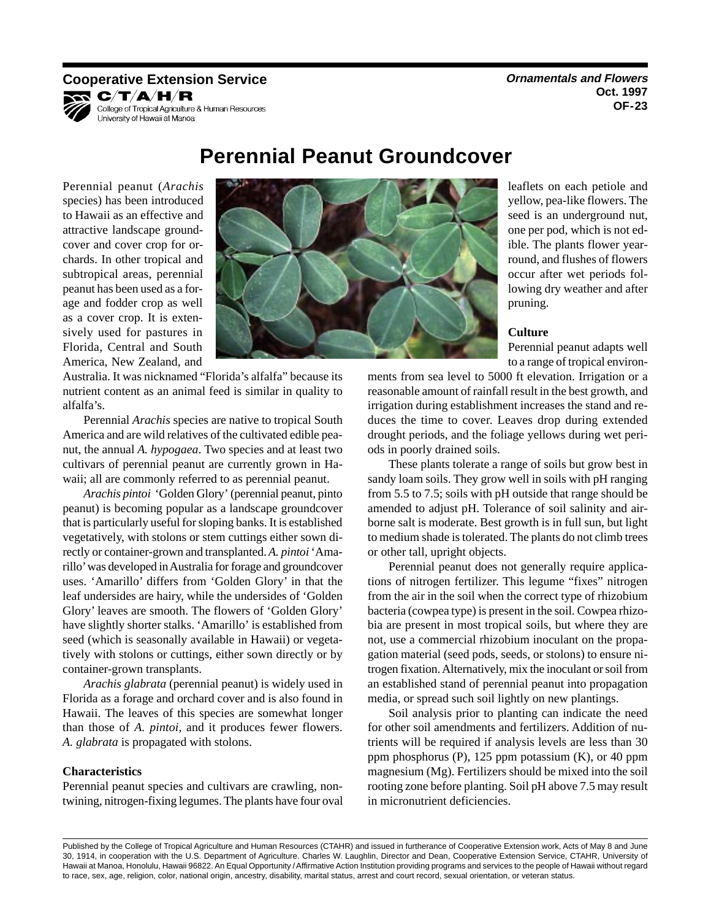Cooperative Extension Service

C/T/A/H/R

College of Tropical Agriculture & Human Resources
University of Hawaii at Manoa

***Ornamentals and Flowers***
**Oct. 1997**
**OF-23**

# Perennial Peanut Groundcover

Perennial peanut (*Arachis* species) has been introduced to Hawaii as an effective and attractive landscape groundcover and cover crop for orchards. In other tropical and subtropical areas, perennial peanut has been used as a forage and fodder crop as well as a cover crop. It is extensively used for pastures in Florida, Central and South America, New Zealand, and Australia. It was nicknamed "Florida's alfalfa" because its nutrient content as an animal feed is similar in quality to alfalfa's.

Perennial *Arachis* species are native to tropical South America and are wild relatives of the cultivated edible peanut, the annual *A. hypogaea*. Two species and at least two cultivars of perennial peanut are currently grown in Hawaii; all are commonly referred to as perennial peanut.

*Arachis pintoi* 'Golden Glory' (perennial peanut, pinto peanut) is becoming popular as a landscape groundcover that is particularly useful for sloping banks. It is established vegetatively, with stolons or stem cuttings either sown directly or container-grown and transplanted. *A. pintoi* 'Amarillo' was developed in Australia for forage and groundcover uses. 'Amarillo' differs from 'Golden Glory' in that the leaf undersides are hairy, while the undersides of 'Golden Glory' leaves are smooth. The flowers of 'Golden Glory' have slightly shorter stalks. 'Amarillo' is established from seed (which is seasonally available in Hawaii) or vegetatively with stolons or cuttings, either sown directly or by container-grown transplants.

*Arachis glabrata* (perennial peanut) is widely used in Florida as a forage and orchard cover and is also found in Hawaii. The leaves of this species are somewhat longer than those of *A. pintoi*, and it produces fewer flowers. *A. glabrata* is propagated with stolons.

**Characteristics**

Perennial peanut species and cultivars are crawling, nontwining, nitrogen-fixing legumes. The plants have four oval leaflets on each petiole and yellow, pea-like flowers. The seed is an underground nut, one per pod, which is not edible. The plants flower year-round, and flushes of flowers occur after wet periods following dry weather and after pruning.

**Culture**

Perennial peanut adapts well to a range of tropical environments from sea level to 5000 ft elevation. Irrigation or a reasonable amount of rainfall result in the best growth, and irrigation during establishment increases the stand and reduces the time to cover. Leaves drop during extended drought periods, and the foliage yellows during wet periods in poorly drained soils.

These plants tolerate a range of soils but grow best in sandy loam soils. They grow well in soils with pH ranging from 5.5 to 7.5; soils with pH outside that range should be amended to adjust pH. Tolerance of soil salinity and airborne salt is moderate. Best growth is in full sun, but light to medium shade is tolerated. The plants do not climb trees or other tall, upright objects.

Perennial peanut does not generally require applications of nitrogen fertilizer. This legume "fixes" nitrogen from the air in the soil when the correct type of rhizobium bacteria (cowpea type) is present in the soil. Cowpea rhizobia are present in most tropical soils, but where they are not, use a commercial rhizobium inoculant on the propagation material (seed pods, seeds, or stolons) to ensure nitrogen fixation. Alternatively, mix the inoculant or soil from an established stand of perennial peanut into propagation media, or spread such soil lightly on new plantings.

Soil analysis prior to planting can indicate the need for other soil amendments and fertilizers. Addition of nutrients will be required if analysis levels are less than 30 ppm phosphorus (P), 125 ppm potassium (K), or 40 ppm magnesium (Mg). Fertilizers should be mixed into the soil rooting zone before planting. Soil pH above 7.5 may result in micronutrient deficiencies.

Published by the College of Tropical Agriculture and Human Resources (CTAHR) and issued in furtherance of Cooperative Extension work, Acts of May 8 and June 30, 1914, in cooperation with the U.S. Department of Agriculture. Charles W. Laughlin, Director and Dean, Cooperative Extension Service, CTAHR, University of Hawaii at Manoa, Honolulu, Hawaii 96822. An Equal Opportunity / Affirmative Action Institution providing programs and services to the people of Hawaii without regard to race, sex, age, religion, color, national origin, ancestry, disability, marital status, arrest and court record, sexual orientation, or veteran status.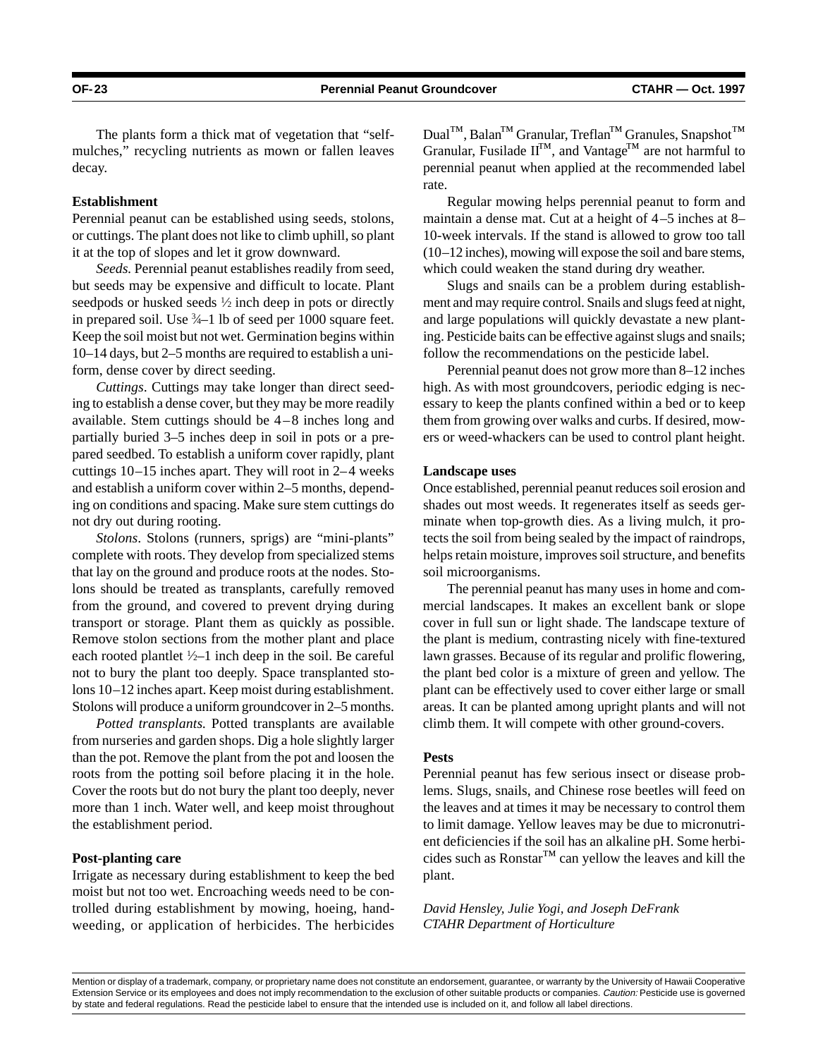The plants form a thick mat of vegetation that "self-mulches," recycling nutrients as mown or fallen leaves decay.

**Establishment**

Perennial peanut can be established using seeds, stolons, or cuttings. The plant does not like to climb uphill, so plant it at the top of slopes and let it grow downward.

*Seeds.* Perennial peanut establishes readily from seed, but seeds may be expensive and difficult to locate. Plant seedpods or husked seeds ½ inch deep in pots or directly in prepared soil. Use ¾–1 lb of seed per 1000 square feet. Keep the soil moist but not wet. Germination begins within 10–14 days, but 2–5 months are required to establish a uniform, dense cover by direct seeding.

*Cuttings*. Cuttings may take longer than direct seeding to establish a dense cover, but they may be more readily available. Stem cuttings should be 4–8 inches long and partially buried 3–5 inches deep in soil in pots or a prepared seedbed. To establish a uniform cover rapidly, plant cuttings 10–15 inches apart. They will root in 2–4 weeks and establish a uniform cover within 2–5 months, depending on conditions and spacing. Make sure stem cuttings do not dry out during rooting.

*Stolons*. Stolons (runners, sprigs) are "mini-plants" complete with roots. They develop from specialized stems that lay on the ground and produce roots at the nodes. Stolons should be treated as transplants, carefully removed from the ground, and covered to prevent drying during transport or storage. Plant them as quickly as possible. Remove stolon sections from the mother plant and place each rooted plantlet ½–1 inch deep in the soil. Be careful not to bury the plant too deeply. Space transplanted stolons 10–12 inches apart. Keep moist during establishment. Stolons will produce a uniform groundcover in 2–5 months.

*Potted transplants.* Potted transplants are available from nurseries and garden shops. Dig a hole slightly larger than the pot. Remove the plant from the pot and loosen the roots from the potting soil before placing it in the hole. Cover the roots but do not bury the plant too deeply, never more than 1 inch. Water well, and keep moist throughout the establishment period.

**Post-planting care**

Irrigate as necessary during establishment to keep the bed moist but not too wet. Encroaching weeds need to be controlled during establishment by mowing, hoeing, hand-weeding, or application of herbicides. The herbicides Dual™, Balan™ Granular, Treflan™ Granules, Snapshot™ Granular, Fusilade II™, and Vantage™ are not harmful to perennial peanut when applied at the recommended label rate.

Regular mowing helps perennial peanut to form and maintain a dense mat. Cut at a height of 4–5 inches at 8–10-week intervals. If the stand is allowed to grow too tall (10–12 inches), mowing will expose the soil and bare stems, which could weaken the stand during dry weather.

Slugs and snails can be a problem during establishment and may require control. Snails and slugs feed at night, and large populations will quickly devastate a new planting. Pesticide baits can be effective against slugs and snails; follow the recommendations on the pesticide label.

Perennial peanut does not grow more than 8–12 inches high. As with most groundcovers, periodic edging is necessary to keep the plants confined within a bed or to keep them from growing over walks and curbs. If desired, mowers or weed-whackers can be used to control plant height.

**Landscape uses**

Once established, perennial peanut reduces soil erosion and shades out most weeds. It regenerates itself as seeds germinate when top-growth dies. As a living mulch, it protects the soil from being sealed by the impact of raindrops, helps retain moisture, improves soil structure, and benefits soil microorganisms.

The perennial peanut has many uses in home and commercial landscapes. It makes an excellent bank or slope cover in full sun or light shade. The landscape texture of the plant is medium, contrasting nicely with fine-textured lawn grasses. Because of its regular and prolific flowering, the plant bed color is a mixture of green and yellow. The plant can be effectively used to cover either large or small areas. It can be planted among upright plants and will not climb them. It will compete with other ground-covers.

**Pests**

Perennial peanut has few serious insect or disease problems. Slugs, snails, and Chinese rose beetles will feed on the leaves and at times it may be necessary to control them to limit damage. Yellow leaves may be due to micronutrient deficiencies if the soil has an alkaline pH. Some herbicides such as Ronstar™ can yellow the leaves and kill the plant.

*David Hensley, Julie Yogi, and Joseph DeFrank*
*CTAHR Department of Horticulture*

Mention or display of a trademark, company, or proprietary name does not constitute an endorsement, guarantee, or warranty by the University of Hawaii Cooperative Extension Service or its employees and does not imply recommendation to the exclusion of other suitable products or companies. *Caution:* Pesticide use is governed by state and federal regulations. Read the pesticide label to ensure that the intended use is included on it, and follow all label directions.